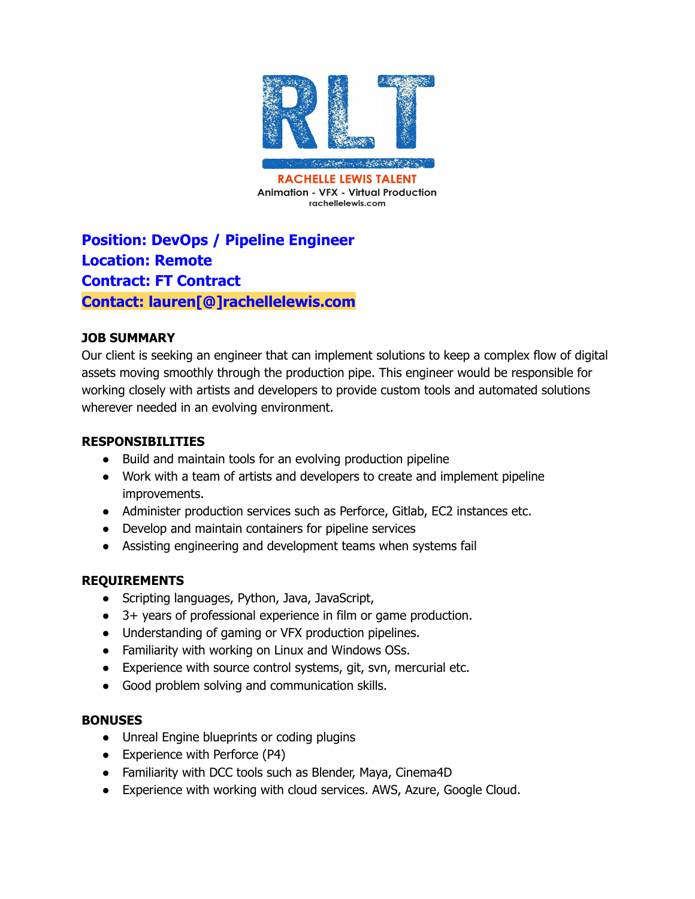RLT

RACHELLE LEWIS TALENT
Animation - VFX - Virtual Production
rachellelewis.com

**Position: DevOps / Pipeline Engineer**
**Location: Remote**
**Contract: FT Contract**
**Contact: lauren[@]rachellelewis.com**

**JOB SUMMARY**

Our client is seeking an engineer that can implement solutions to keep a complex flow of digital assets moving smoothly through the production pipe. This engineer would be responsible for working closely with artists and developers to provide custom tools and automated solutions wherever needed in an evolving environment.

**RESPONSIBILITIES**

- Build and maintain tools for an evolving production pipeline
- Work with a team of artists and developers to create and implement pipeline improvements.
- Administer production services such as Perforce, Gitlab, EC2 instances etc.
- Develop and maintain containers for pipeline services
- Assisting engineering and development teams when systems fail

**REQUIREMENTS**

- Scripting languages, Python, Java, JavaScript,
- 3+ years of professional experience in film or game production.
- Understanding of gaming or VFX production pipelines.
- Familiarity with working on Linux and Windows OSs.
- Experience with source control systems, git, svn, mercurial etc.
- Good problem solving and communication skills.

**BONUSES**

- Unreal Engine blueprints or coding plugins
- Experience with Perforce (P4)
- Familiarity with DCC tools such as Blender, Maya, Cinema4D
- Experience with working with cloud services. AWS, Azure, Google Cloud.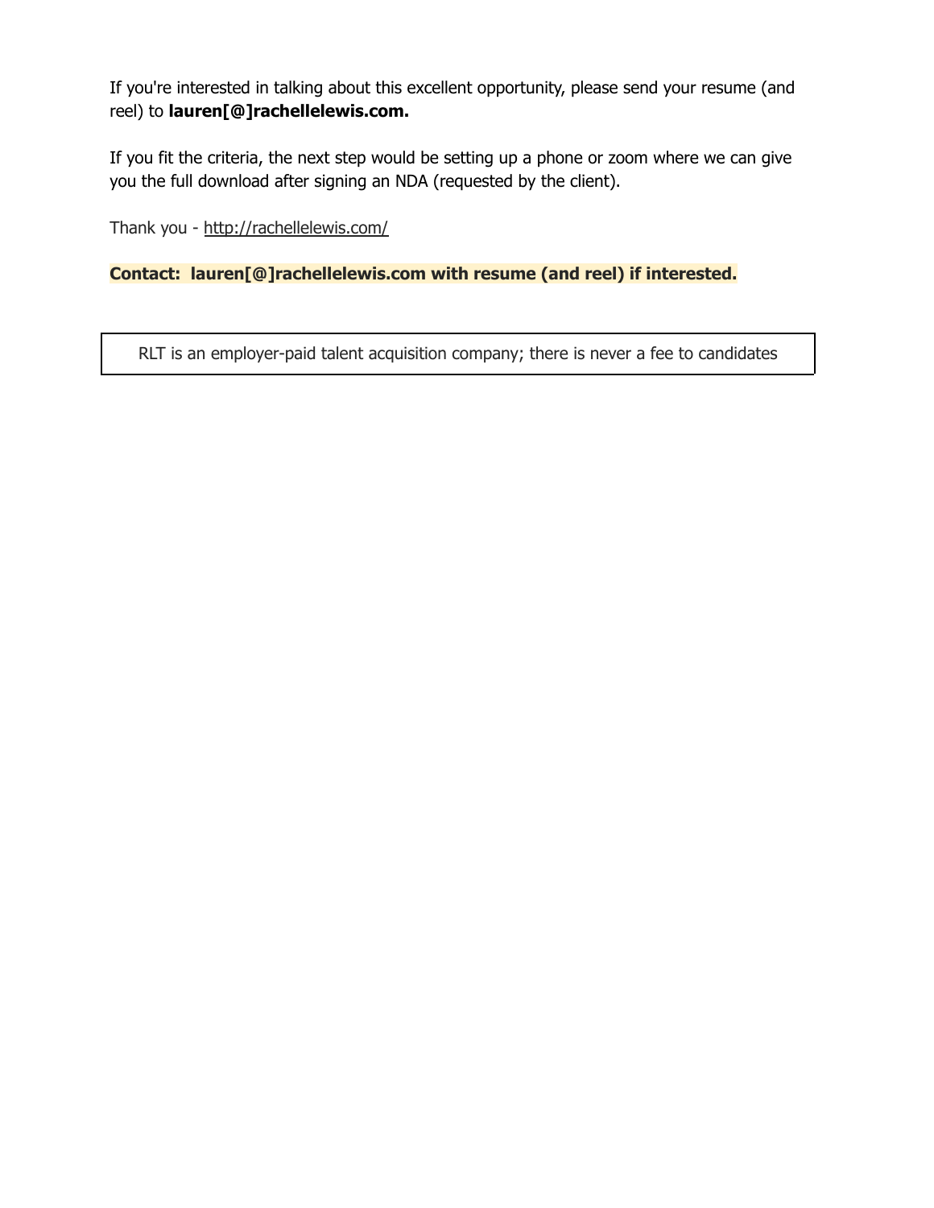If you're interested in talking about this excellent opportunity, please send your resume (and reel) to **lauren[@]rachellelewis.com.**

If you fit the criteria, the next step would be setting up a phone or zoom where we can give you the full download after signing an NDA (requested by the client).

Thank you - http://rachellelewis.com/

**Contact: lauren[@]rachellelewis.com with resume (and reel) if interested.**

| |
|---|
| RLT is an employer-paid talent acquisition company; there is never a fee to candidates |